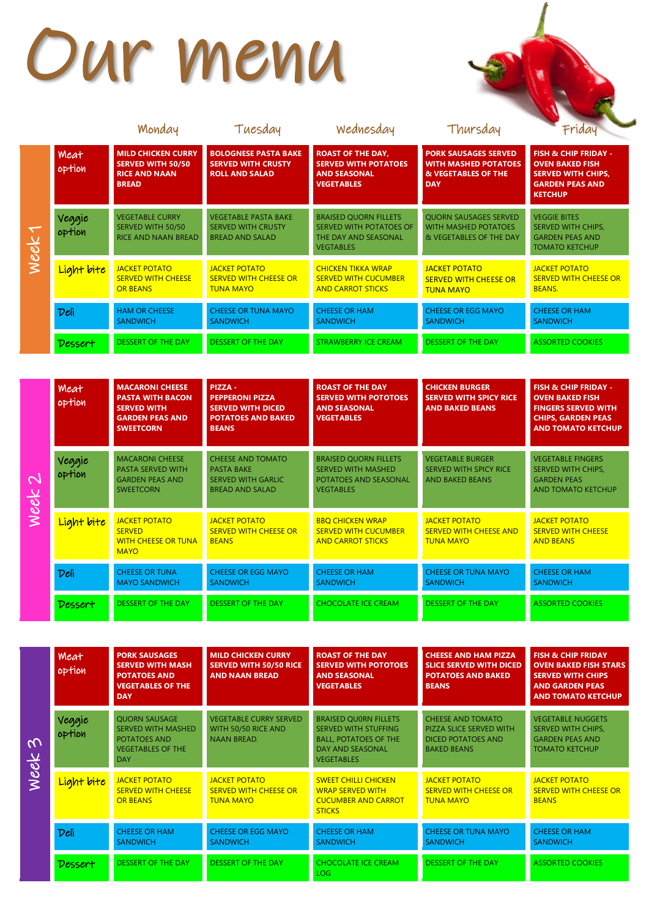# Our menu

## Week 1

| | Monday | Tuesday | Wednesday | Thursday | Friday |
|---|---|---|---|---|---|
| Meat option | **MILD CHICKEN CURRY SERVED WITH 50/50 RICE AND NAAN BREAD** | **BOLOGNESE PASTA BAKE SERVED WITH CRUSTY ROLL AND SALAD** | **ROAST OF THE DAY, SERVED WITH POTATOES AND SEASONAL VEGETABLES** | **PORK SAUSAGES SERVED WITH MASHED POTATOES & VEGETABLES OF THE DAY** | **FISH & CHIP FRIDAY - OVEN BAKED FISH SERVED WITH CHIPS, GARDEN PEAS AND KETCHUP** |
| Veggie option | VEGETABLE CURRY SERVED WITH 50/50 RICE AND NAAN BREAD | VEGETABLE PASTA BAKE SERVED WITH CRUSTY BREAD AND SALAD | BRAISED QUORN FILLETS SERVED WITH POTATOES OF THE DAY AND SEASONAL VEGTABLES | QUORN SAUSAGES SERVED WITH MASHED POTATOES & VEGETABLES OF THE DAY | VEGGIE BITES SERVED WITH CHIPS, GARDEN PEAS AND TOMATO KETCHUP |
| Light bite | JACKET POTATO SERVED WITH CHEESE OR BEANS | JACKET POTATO SERVED WITH CHEESE OR TUNA MAYO | CHICKEN TIKKA WRAP SERVED WITH CUCUMBER AND CARROT STICKS | JACKET POTATO SERVED WITH CHEESE OR TUNA MAYO | JACKET POTATO SERVED WITH CHEESE OR BEANS. |
| Deli | HAM OR CHEESE SANDWICH | CHEESE OR TUNA MAYO SANDWICH | CHEESE OR HAM SANDWICH | CHEESE OR EGG MAYO SANDWICH | CHEESE OR HAM SANDWICH |
| Dessert | DESSERT OF THE DAY | DESSERT OF THE DAY | STRAWBERRY ICE CREAM | DESSERT OF THE DAY | ASSORTED COOKIES |

## Week 2

| | Monday | Tuesday | Wednesday | Thursday | Friday |
|---|---|---|---|---|---|
| Meat option | **MACARONI CHEESE PASTA WITH BACON SERVED WITH GARDEN PEAS AND SWEETCORN** | **PIZZA - PEPPERONI PIZZA SERVED WITH DICED POTATOES AND BAKED BEANS** | **ROAST OF THE DAY SERVED WITH POTOTOES AND SEASONAL VEGETABLES** | **CHICKEN BURGER SERVED WITH SPICY RICE AND BAKED BEANS** | **FISH & CHIP FRIDAY - OVEN BAKED FISH FINGERS SERVED WITH CHIPS, GARDEN PEAS AND TOMATO KETCHUP** |
| Veggie option | MACARONI CHEESE PASTA SERVED WITH GARDEN PEAS AND SWEETCORN | CHEESE AND TOMATO PASTA BAKE SERVED WITH GARLIC BREAD AND SALAD | BRAISED QUORN FILLETS SERVED WITH MASHED POTATOES AND SEASONAL VEGTABLES | VEGETABLE BURGER SERVED WITH SPICY RICE AND BAKED BEANS | VEGETABLE FINGERS SERVED WITH CHIPS, GARDEN PEAS AND TOMATO KETCHUP |
| Light bite | JACKET POTATO SERVED WITH CHEESE OR TUNA MAYO | JACKET POTATO SERVED WITH CHEESE OR BEANS | BBQ CHICKEN WRAP SERVED WITH CUCUMBER AND CARROT STICKS | JACKET POTATO SERVED WITH CHEESE AND TUNA MAYO | JACKET POTATO SERVED WITH CHEESE AND BEANS |
| Deli | CHEESE OR TUNA MAYO SANDWICH | CHEESE OR EGG MAYO SANDWICH | CHEESE OR HAM SANDWICH | CHEESE OR TUNA MAYO SANDWICH | CHEESE OR HAM SANDWICH |
| Dessert | DESSERT OF THE DAY | DESSERT OF THE DAY | CHOCOLATE ICE CREAM | DESSERT OF THE DAY | ASSORTED COOKIES |

## Week 3

| | Monday | Tuesday | Wednesday | Thursday | Friday |
|---|---|---|---|---|---|
| Meat option | **PORK SAUSAGES SERVED WITH MASH POTATOES AND VEGETABLES OF THE DAY** | **MILD CHICKEN CURRY SERVED WITH 50/50 RICE AND NAAN BREAD** | **ROAST OF THE DAY SERVED WITH POTOTOES AND SEASONAL VEGETABLES** | **CHEESE AND HAM PIZZA SLICE SERVED WITH DICED POTATOES AND BAKED BEANS** | **FISH & CHIP FRIDAY OVEN BAKED FISH STARS SERVED WITH CHIPS AND GARDEN PEAS AND TOMATO KETCHUP** |
| Veggie option | QUORN SAUSAGE SERVED WITH MASHED POTATOES AND VEGETABLES OF THE DAY | VEGETABLE CURRY SERVED WITH 50/50 RICE AND NAAN BREAD. | BRAISED QUORN FILLETS SERVED WITH STUFFING BALL, POTATOES OF THE DAY AND SEASONAL VEGETABLES | CHEESE AND TOMATO PIZZA SLICE SERVED WITH DICED POTATOES AND BAKED BEANS | VEGETABLE NUGGETS SERVED WITH CHIPS, GARDEN PEAS AND TOMATO KETCHUP |
| Light bite | JACKET POTATO SERVED WITH CHEESE OR BEANS | JACKET POTATO SERVED WITH CHEESE OR TUNA MAYO | SWEET CHILLI CHICKEN WRAP SERVED WITH CUCUMBER AND CARROT STICKS | JACKET POTATO SERVED WITH CHEESE OR TUNA MAYO | JACKET POTATO SERVED WITH CHEESE OR BEANS |
| Deli | CHEESE OR HAM SANDWICH | CHEESE OR EGG MAYO SANDWICH | CHEESE OR HAM SANDWICH | CHEESE OR TUNA MAYO SANDWICH | CHEESE OR HAM SANDWICH |
| Dessert | DESSERT OF THE DAY | DESSERT OF THE DAY | CHOCOLATE ICE CREAM LOG | DESSERT OF THE DAY | ASSORTED COOKIES |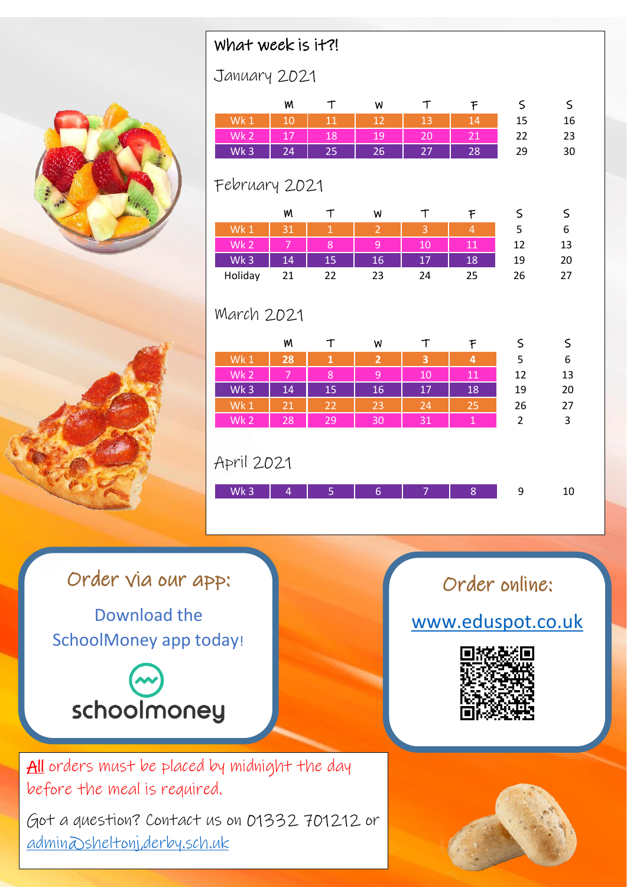# What week is it?!

## January 2021

| | M | T | W | T | F | S | S |
|---|---|---|---|---|---|---|---|
| Wk 1 | 10 | 11 | 12 | 13 | 14 | 15 | 16 |
| Wk 2 | 17 | 18 | 19 | 20 | 21 | 22 | 23 |
| Wk 3 | 24 | 25 | 26 | 27 | 28 | 29 | 30 |

## February 2021

| | M | T | W | T | F | S | S |
|---|---|---|---|---|---|---|---|
| Wk 1 | 31 | 1 | 2 | 3 | 4 | 5 | 6 |
| Wk 2 | 7 | 8 | 9 | 10 | 11 | 12 | 13 |
| Wk 3 | 14 | 15 | 16 | 17 | 18 | 19 | 20 |
| Holiday | 21 | 22 | 23 | 24 | 25 | 26 | 27 |

## March 2021

| | M | T | W | T | F | S | S |
|---|---|---|---|---|---|---|---|
| Wk 1 | **28** | **1** | **2** | **3** | **4** | 5 | 6 |
| Wk 2 | 7 | 8 | 9 | 10 | 11 | 12 | 13 |
| Wk 3 | 14 | 15 | 16 | 17 | 18 | 19 | 20 |
| Wk 1 | 21 | 22 | 23 | 24 | 25 | 26 | 27 |
| Wk 2 | 28 | 29 | 30 | 31 | 1 | 2 | 3 |

## April 2021

| | | | | | | | |
|---|---|---|---|---|---|---|---|
| Wk 3 | 4 | 5 | 6 | 7 | 8 | 9 | 10 |

## Order via our app:

Download the SchoolMoney app today!

schoolmoney

## Order online:

www.eduspot.co.uk

**All** orders must be placed by midnight the day before the meal is required.

Got a question? Contact us on 01332 701212 or admin@sheltonj.derby.sch.uk